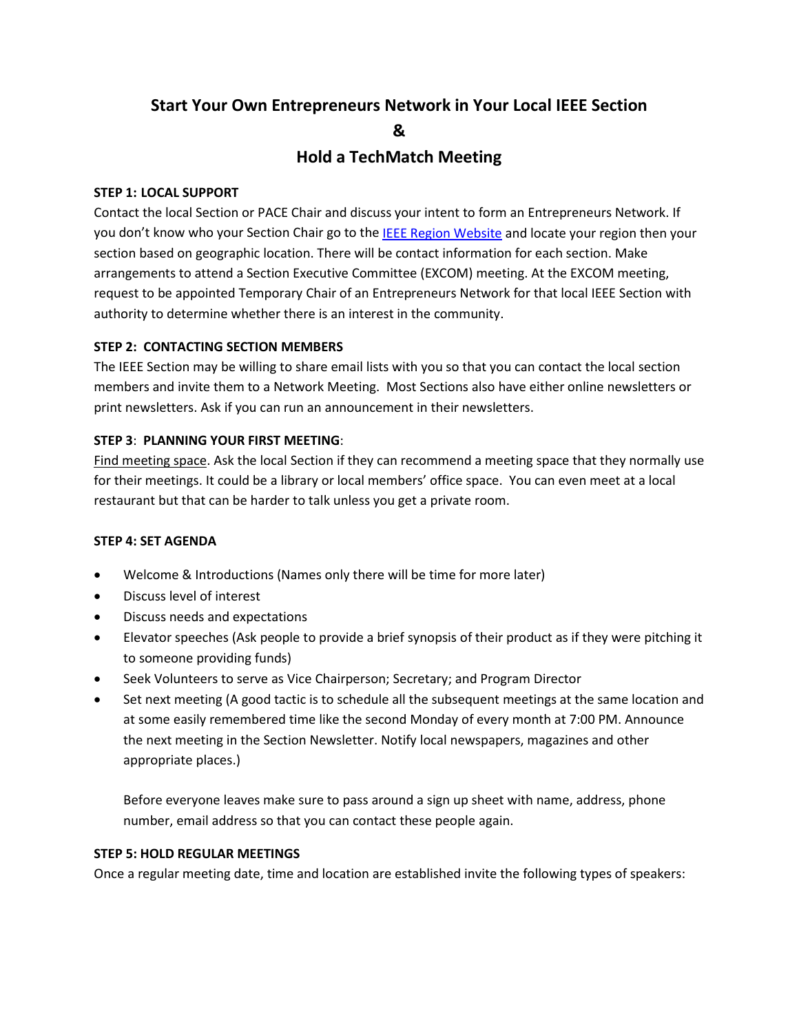# Start Your Own Entrepreneurs Network in Your Local IEEE Section
# &
# Hold a TechMatch Meeting

**STEP 1: LOCAL SUPPORT**

Contact the local Section or PACE Chair and discuss your intent to form an Entrepreneurs Network. If you don't know who your Section Chair go to the IEEE Region Website and locate your region then your section based on geographic location. There will be contact information for each section. Make arrangements to attend a Section Executive Committee (EXCOM) meeting. At the EXCOM meeting, request to be appointed Temporary Chair of an Entrepreneurs Network for that local IEEE Section with authority to determine whether there is an interest in the community.

**STEP 2: CONTACTING SECTION MEMBERS**

The IEEE Section may be willing to share email lists with you so that you can contact the local section members and invite them to a Network Meeting. Most Sections also have either online newsletters or print newsletters. Ask if you can run an announcement in their newsletters.

**STEP 3**: **PLANNING YOUR FIRST MEETING**:

Find meeting space. Ask the local Section if they can recommend a meeting space that they normally use for their meetings. It could be a library or local members' office space. You can even meet at a local restaurant but that can be harder to talk unless you get a private room.

**STEP 4: SET AGENDA**

- Welcome & Introductions (Names only there will be time for more later)
- Discuss level of interest
- Discuss needs and expectations
- Elevator speeches (Ask people to provide a brief synopsis of their product as if they were pitching it to someone providing funds)
- Seek Volunteers to serve as Vice Chairperson; Secretary; and Program Director
- Set next meeting (A good tactic is to schedule all the subsequent meetings at the same location and at some easily remembered time like the second Monday of every month at 7:00 PM. Announce the next meeting in the Section Newsletter. Notify local newspapers, magazines and other appropriate places.)

  Before everyone leaves make sure to pass around a sign up sheet with name, address, phone number, email address so that you can contact these people again.

**STEP 5: HOLD REGULAR MEETINGS**

Once a regular meeting date, time and location are established invite the following types of speakers: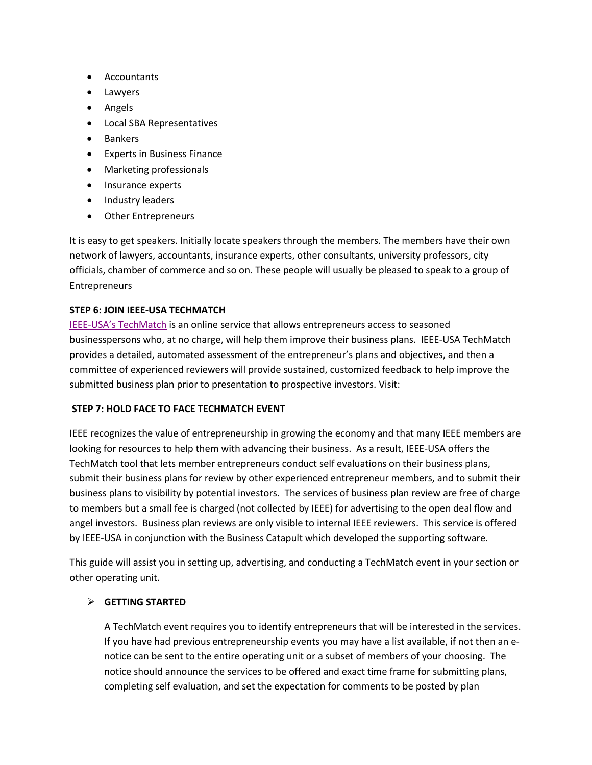- Accountants
- Lawyers
- Angels
- Local SBA Representatives
- Bankers
- Experts in Business Finance
- Marketing professionals
- Insurance experts
- Industry leaders
- Other Entrepreneurs

It is easy to get speakers. Initially locate speakers through the members. The members have their own network of lawyers, accountants, insurance experts, other consultants, university professors, city officials, chamber of commerce and so on. These people will usually be pleased to speak to a group of Entrepreneurs

**STEP 6: JOIN IEEE-USA TECHMATCH**

IEEE-USA's TechMatch is an online service that allows entrepreneurs access to seasoned businesspersons who, at no charge, will help them improve their business plans. IEEE-USA TechMatch provides a detailed, automated assessment of the entrepreneur's plans and objectives, and then a committee of experienced reviewers will provide sustained, customized feedback to help improve the submitted business plan prior to presentation to prospective investors. Visit:

**STEP 7: HOLD FACE TO FACE TECHMATCH EVENT**

IEEE recognizes the value of entrepreneurship in growing the economy and that many IEEE members are looking for resources to help them with advancing their business. As a result, IEEE-USA offers the TechMatch tool that lets member entrepreneurs conduct self evaluations on their business plans, submit their business plans for review by other experienced entrepreneur members, and to submit their business plans to visibility by potential investors. The services of business plan review are free of charge to members but a small fee is charged (not collected by IEEE) for advertising to the open deal flow and angel investors. Business plan reviews are only visible to internal IEEE reviewers. This service is offered by IEEE-USA in conjunction with the Business Catapult which developed the supporting software.

This guide will assist you in setting up, advertising, and conducting a TechMatch event in your section or other operating unit.

- **GETTING STARTED**

  A TechMatch event requires you to identify entrepreneurs that will be interested in the services. If you have had previous entrepreneurship events you may have a list available, if not then an e-notice can be sent to the entire operating unit or a subset of members of your choosing. The notice should announce the services to be offered and exact time frame for submitting plans, completing self evaluation, and set the expectation for comments to be posted by plan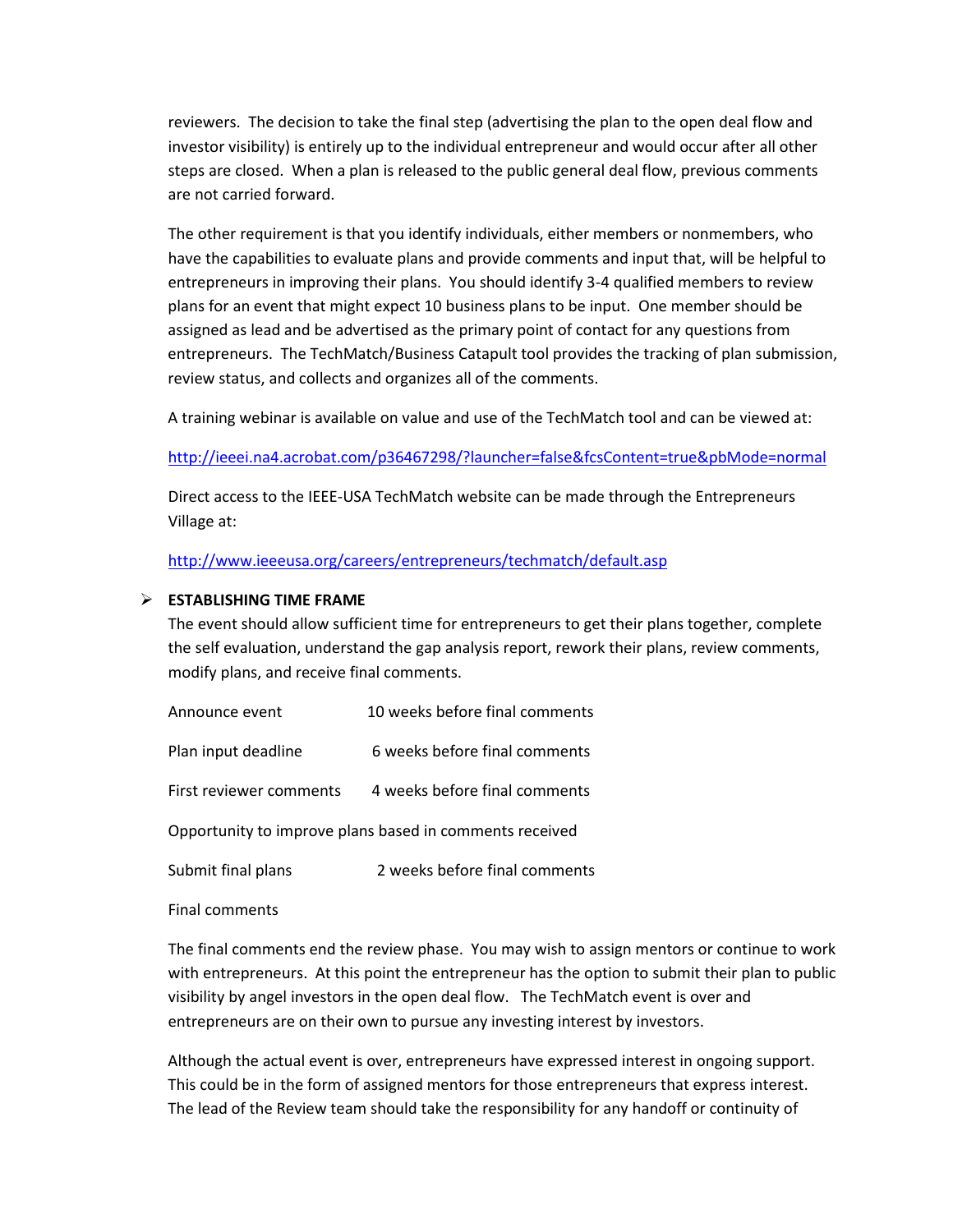reviewers. The decision to take the final step (advertising the plan to the open deal flow and investor visibility) is entirely up to the individual entrepreneur and would occur after all other steps are closed. When a plan is released to the public general deal flow, previous comments are not carried forward.

The other requirement is that you identify individuals, either members or nonmembers, who have the capabilities to evaluate plans and provide comments and input that, will be helpful to entrepreneurs in improving their plans. You should identify 3-4 qualified members to review plans for an event that might expect 10 business plans to be input. One member should be assigned as lead and be advertised as the primary point of contact for any questions from entrepreneurs. The TechMatch/Business Catapult tool provides the tracking of plan submission, review status, and collects and organizes all of the comments.

A training webinar is available on value and use of the TechMatch tool and can be viewed at:

http://ieeei.na4.acrobat.com/p36467298/?launcher=false&fcsContent=true&pbMode=normal

Direct access to the IEEE-USA TechMatch website can be made through the Entrepreneurs Village at:

http://www.ieeeusa.org/careers/entrepreneurs/techmatch/default.asp

- **ESTABLISHING TIME FRAME**

The event should allow sufficient time for entrepreneurs to get their plans together, complete the self evaluation, understand the gap analysis report, rework their plans, review comments, modify plans, and receive final comments.

| | |
|---|---|
| Announce event | 10 weeks before final comments |
| Plan input deadline | 6 weeks before final comments |
| First reviewer comments | 4 weeks before final comments |
| Opportunity to improve plans based in comments received | |
| Submit final plans | 2 weeks before final comments |
| Final comments | |

The final comments end the review phase. You may wish to assign mentors or continue to work with entrepreneurs. At this point the entrepreneur has the option to submit their plan to public visibility by angel investors in the open deal flow. The TechMatch event is over and entrepreneurs are on their own to pursue any investing interest by investors.

Although the actual event is over, entrepreneurs have expressed interest in ongoing support. This could be in the form of assigned mentors for those entrepreneurs that express interest. The lead of the Review team should take the responsibility for any handoff or continuity of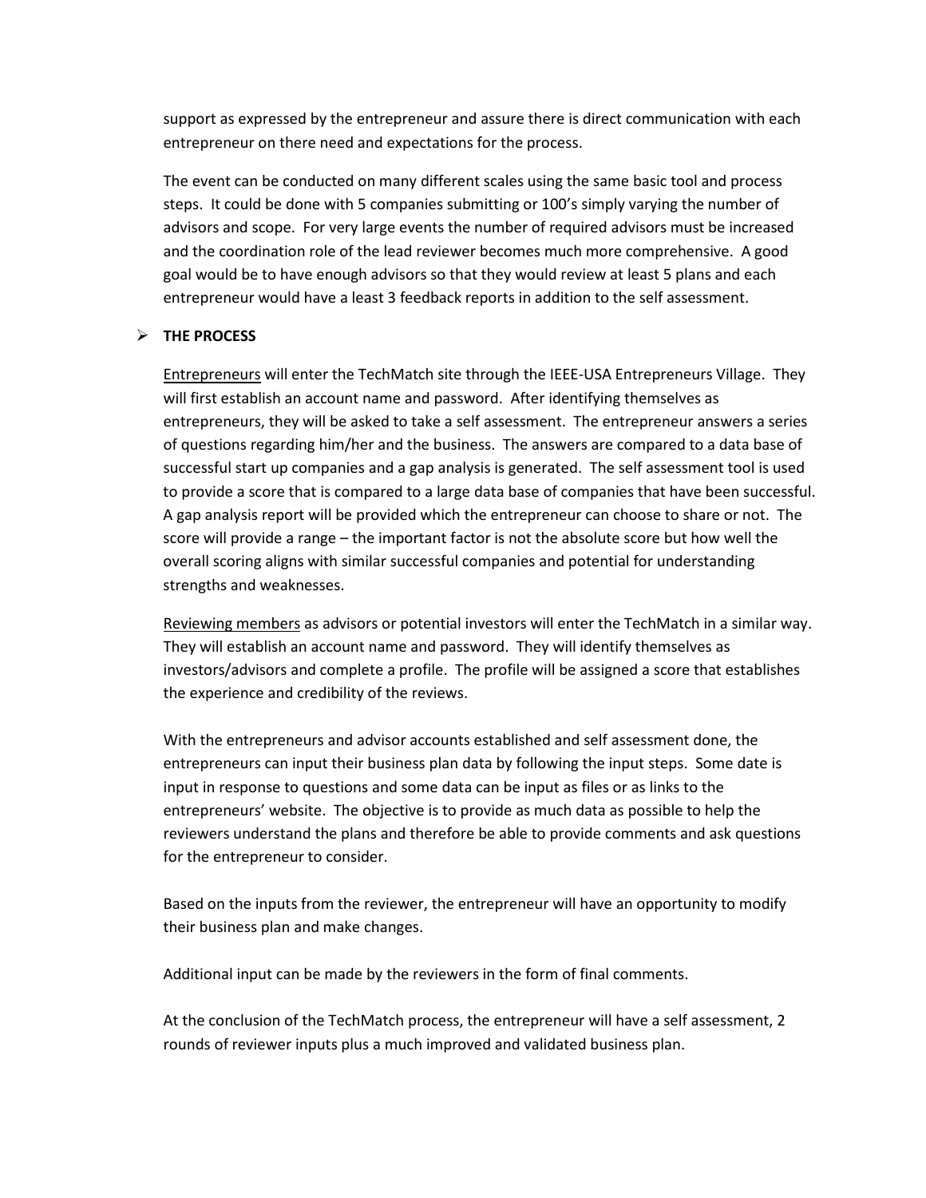support as expressed by the entrepreneur and assure there is direct communication with each entrepreneur on there need and expectations for the process.

The event can be conducted on many different scales using the same basic tool and process steps. It could be done with 5 companies submitting or 100's simply varying the number of advisors and scope. For very large events the number of required advisors must be increased and the coordination role of the lead reviewer becomes much more comprehensive. A good goal would be to have enough advisors so that they would review at least 5 plans and each entrepreneur would have a least 3 feedback reports in addition to the self assessment.

- **THE PROCESS**

Entrepreneurs will enter the TechMatch site through the IEEE-USA Entrepreneurs Village. They will first establish an account name and password. After identifying themselves as entrepreneurs, they will be asked to take a self assessment. The entrepreneur answers a series of questions regarding him/her and the business. The answers are compared to a data base of successful start up companies and a gap analysis is generated. The self assessment tool is used to provide a score that is compared to a large data base of companies that have been successful. A gap analysis report will be provided which the entrepreneur can choose to share or not. The score will provide a range – the important factor is not the absolute score but how well the overall scoring aligns with similar successful companies and potential for understanding strengths and weaknesses.

Reviewing members as advisors or potential investors will enter the TechMatch in a similar way. They will establish an account name and password. They will identify themselves as investors/advisors and complete a profile. The profile will be assigned a score that establishes the experience and credibility of the reviews.

With the entrepreneurs and advisor accounts established and self assessment done, the entrepreneurs can input their business plan data by following the input steps. Some date is input in response to questions and some data can be input as files or as links to the entrepreneurs' website. The objective is to provide as much data as possible to help the reviewers understand the plans and therefore be able to provide comments and ask questions for the entrepreneur to consider.

Based on the inputs from the reviewer, the entrepreneur will have an opportunity to modify their business plan and make changes.

Additional input can be made by the reviewers in the form of final comments.

At the conclusion of the TechMatch process, the entrepreneur will have a self assessment, 2 rounds of reviewer inputs plus a much improved and validated business plan.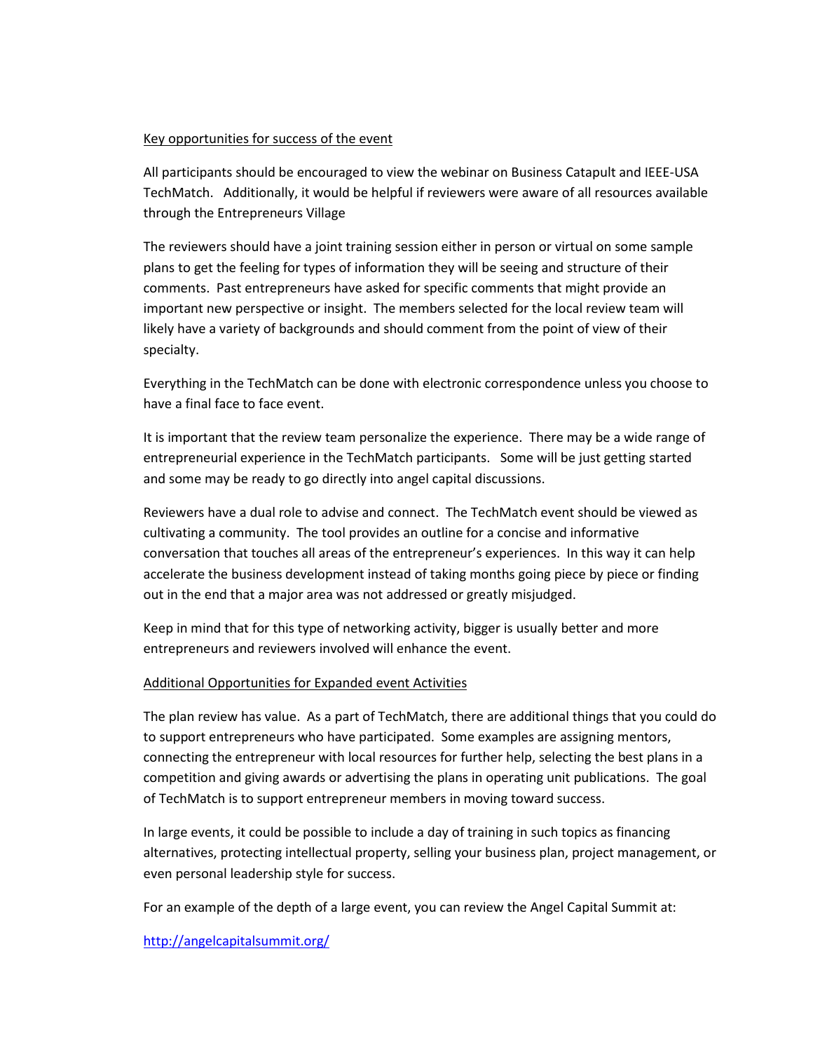Key opportunities for success of the event

All participants should be encouraged to view the webinar on Business Catapult and IEEE-USA TechMatch. Additionally, it would be helpful if reviewers were aware of all resources available through the Entrepreneurs Village

The reviewers should have a joint training session either in person or virtual on some sample plans to get the feeling for types of information they will be seeing and structure of their comments. Past entrepreneurs have asked for specific comments that might provide an important new perspective or insight. The members selected for the local review team will likely have a variety of backgrounds and should comment from the point of view of their specialty.

Everything in the TechMatch can be done with electronic correspondence unless you choose to have a final face to face event.

It is important that the review team personalize the experience. There may be a wide range of entrepreneurial experience in the TechMatch participants. Some will be just getting started and some may be ready to go directly into angel capital discussions.

Reviewers have a dual role to advise and connect. The TechMatch event should be viewed as cultivating a community. The tool provides an outline for a concise and informative conversation that touches all areas of the entrepreneur's experiences. In this way it can help accelerate the business development instead of taking months going piece by piece or finding out in the end that a major area was not addressed or greatly misjudged.

Keep in mind that for this type of networking activity, bigger is usually better and more entrepreneurs and reviewers involved will enhance the event.

Additional Opportunities for Expanded event Activities

The plan review has value. As a part of TechMatch, there are additional things that you could do to support entrepreneurs who have participated. Some examples are assigning mentors, connecting the entrepreneur with local resources for further help, selecting the best plans in a competition and giving awards or advertising the plans in operating unit publications. The goal of TechMatch is to support entrepreneur members in moving toward success.

In large events, it could be possible to include a day of training in such topics as financing alternatives, protecting intellectual property, selling your business plan, project management, or even personal leadership style for success.

For an example of the depth of a large event, you can review the Angel Capital Summit at:

http://angelcapitalsummit.org/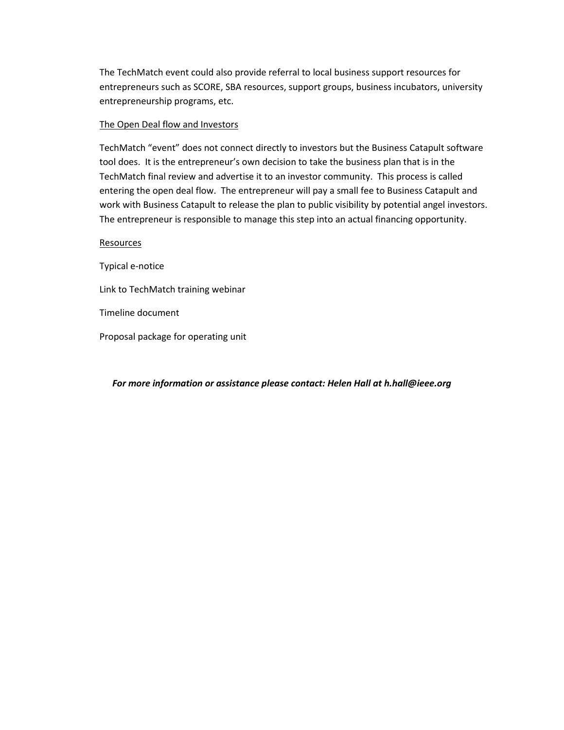The TechMatch event could also provide referral to local business support resources for entrepreneurs such as SCORE, SBA resources, support groups, business incubators, university entrepreneurship programs, etc.

<u>The Open Deal flow and Investors</u>

TechMatch "event" does not connect directly to investors but the Business Catapult software tool does. It is the entrepreneur's own decision to take the business plan that is in the TechMatch final review and advertise it to an investor community. This process is called entering the open deal flow. The entrepreneur will pay a small fee to Business Catapult and work with Business Catapult to release the plan to public visibility by potential angel investors. The entrepreneur is responsible to manage this step into an actual financing opportunity.

<u>Resources</u>

Typical e-notice

Link to TechMatch training webinar

Timeline document

Proposal package for operating unit

***For more information or assistance please contact: Helen Hall at h.hall@ieee.org***